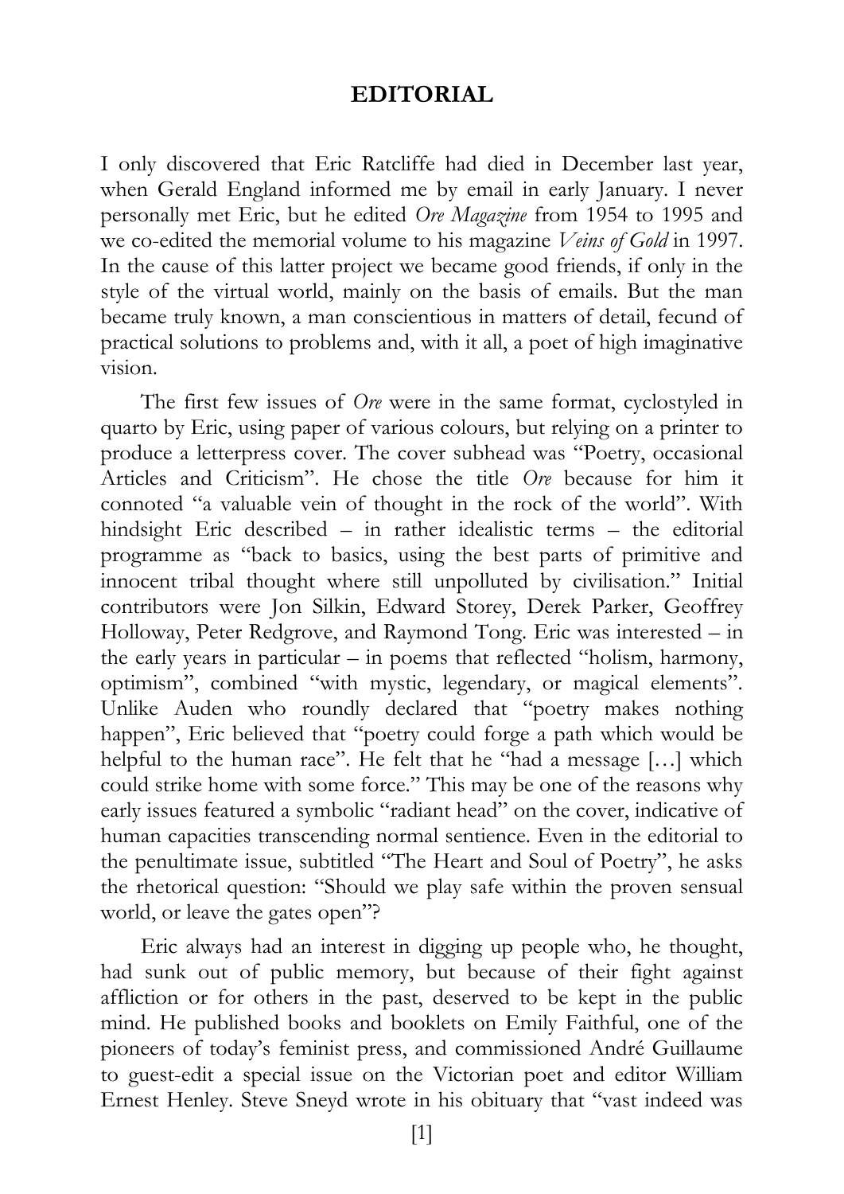# EDITORIAL

I only discovered that Eric Ratcliffe had died in December last year, when Gerald England informed me by email in early January. I never personally met Eric, but he edited *Ore Magazine* from 1954 to 1995 and we co-edited the memorial volume to his magazine *Veins of Gold* in 1997. In the cause of this latter project we became good friends, if only in the style of the virtual world, mainly on the basis of emails. But the man became truly known, a man conscientious in matters of detail, fecund of practical solutions to problems and, with it all, a poet of high imaginative vision.

The first few issues of *Ore* were in the same format, cyclostyled in quarto by Eric, using paper of various colours, but relying on a printer to produce a letterpress cover. The cover subhead was "Poetry, occasional Articles and Criticism". He chose the title *Ore* because for him it connoted "a valuable vein of thought in the rock of the world". With hindsight Eric described – in rather idealistic terms – the editorial programme as "back to basics, using the best parts of primitive and innocent tribal thought where still unpolluted by civilisation." Initial contributors were Jon Silkin, Edward Storey, Derek Parker, Geoffrey Holloway, Peter Redgrove, and Raymond Tong. Eric was interested – in the early years in particular – in poems that reflected "holism, harmony, optimism", combined "with mystic, legendary, or magical elements". Unlike Auden who roundly declared that "poetry makes nothing happen", Eric believed that "poetry could forge a path which would be helpful to the human race". He felt that he "had a message […] which could strike home with some force." This may be one of the reasons why early issues featured a symbolic "radiant head" on the cover, indicative of human capacities transcending normal sentience. Even in the editorial to the penultimate issue, subtitled "The Heart and Soul of Poetry", he asks the rhetorical question: "Should we play safe within the proven sensual world, or leave the gates open"?

Eric always had an interest in digging up people who, he thought, had sunk out of public memory, but because of their fight against affliction or for others in the past, deserved to be kept in the public mind. He published books and booklets on Emily Faithful, one of the pioneers of today's feminist press, and commissioned André Guillaume to guest-edit a special issue on the Victorian poet and editor William Ernest Henley. Steve Sneyd wrote in his obituary that "vast indeed was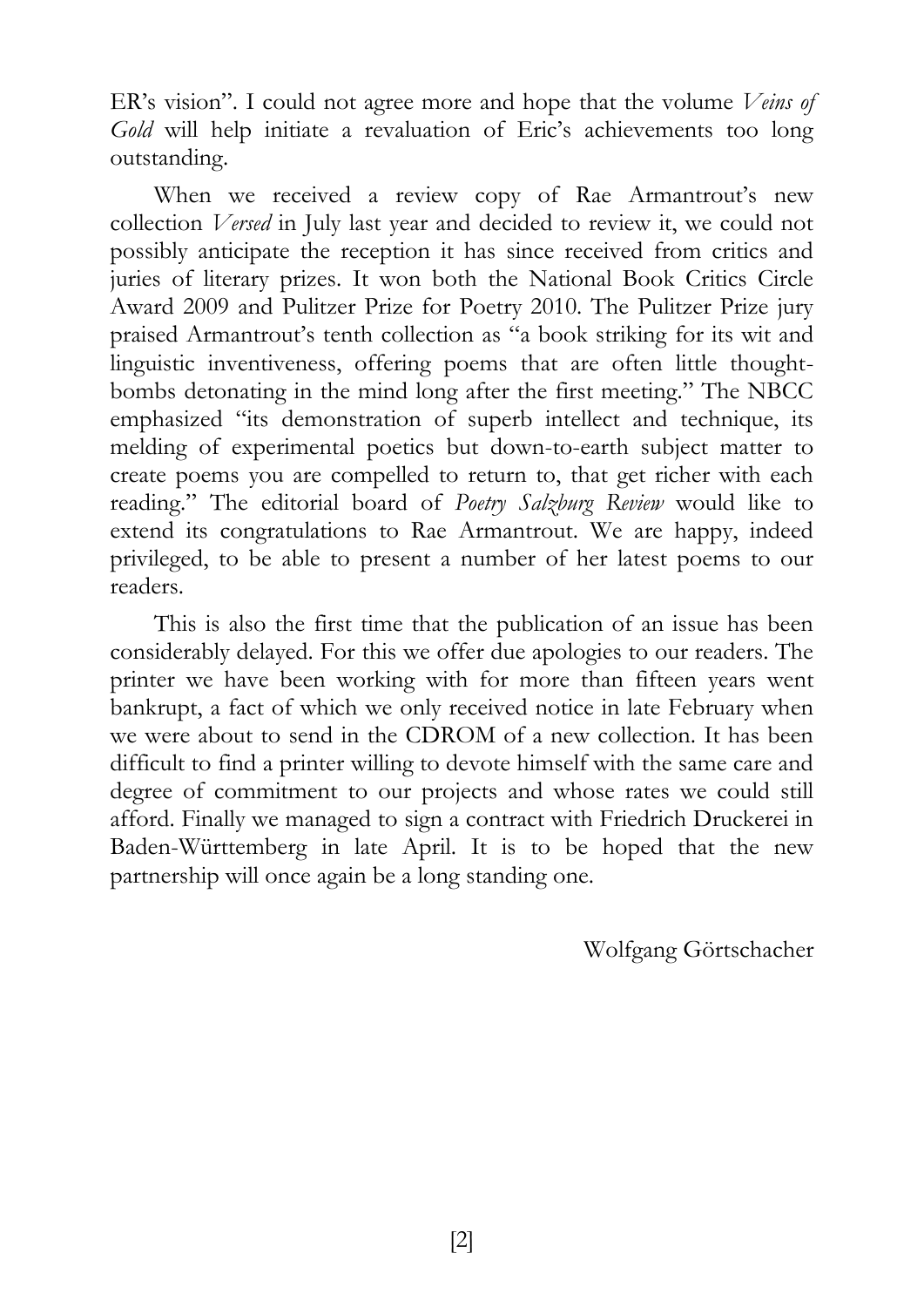ER's vision". I could not agree more and hope that the volume *Veins of Gold* will help initiate a revaluation of Eric's achievements too long outstanding.

When we received a review copy of Rae Armantrout's new collection *Versed* in July last year and decided to review it, we could not possibly anticipate the reception it has since received from critics and juries of literary prizes. It won both the National Book Critics Circle Award 2009 and Pulitzer Prize for Poetry 2010. The Pulitzer Prize jury praised Armantrout's tenth collection as "a book striking for its wit and linguistic inventiveness, offering poems that are often little thought-bombs detonating in the mind long after the first meeting." The NBCC emphasized "its demonstration of superb intellect and technique, its melding of experimental poetics but down-to-earth subject matter to create poems you are compelled to return to, that get richer with each reading." The editorial board of *Poetry Salzburg Review* would like to extend its congratulations to Rae Armantrout. We are happy, indeed privileged, to be able to present a number of her latest poems to our readers.

This is also the first time that the publication of an issue has been considerably delayed. For this we offer due apologies to our readers. The printer we have been working with for more than fifteen years went bankrupt, a fact of which we only received notice in late February when we were about to send in the CDROM of a new collection. It has been difficult to find a printer willing to devote himself with the same care and degree of commitment to our projects and whose rates we could still afford. Finally we managed to sign a contract with Friedrich Druckerei in Baden-Württemberg in late April. It is to be hoped that the new partnership will once again be a long standing one.

Wolfgang Görtschacher